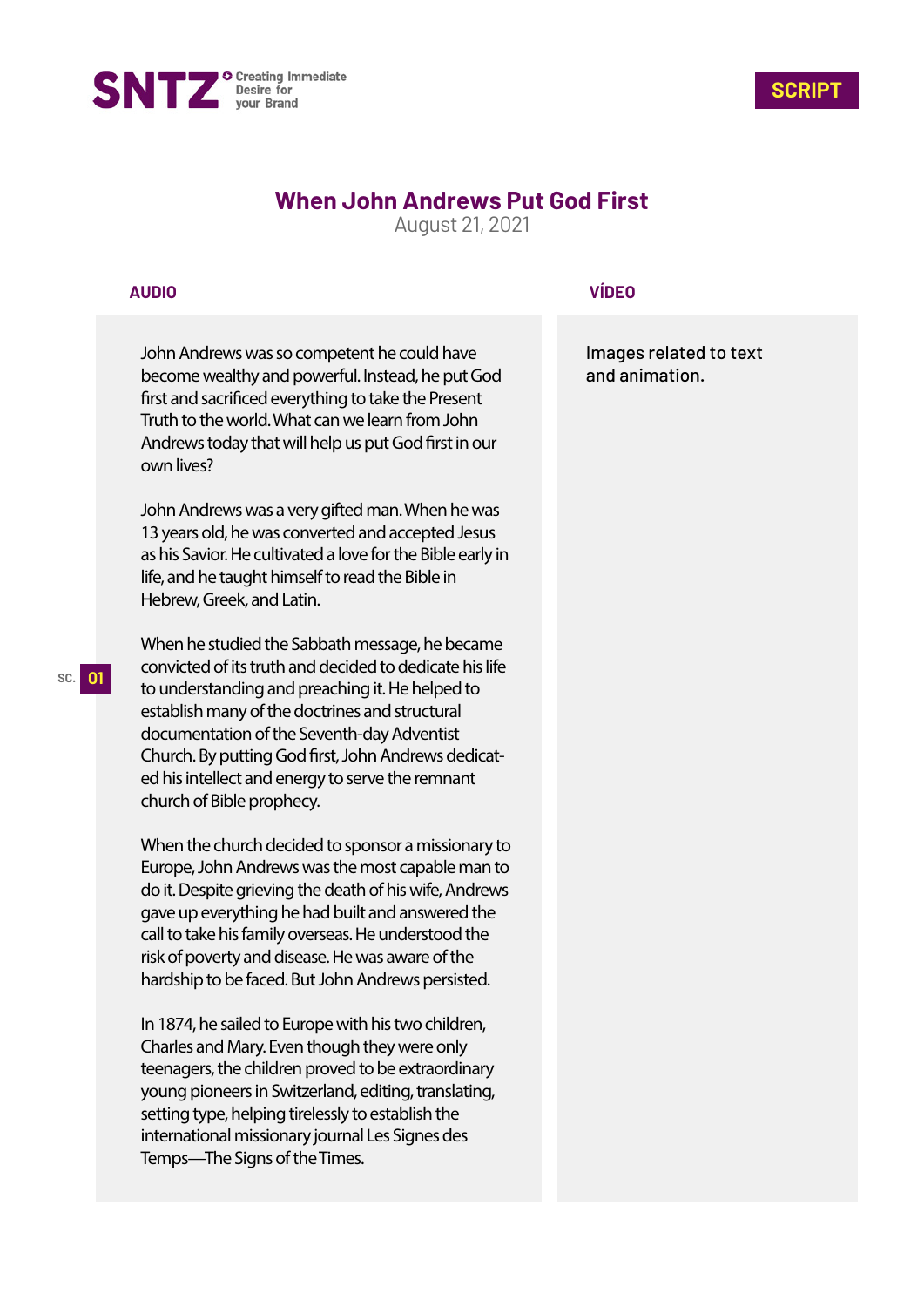SNTZ Creating Immediate Desire for your Brand

SCRIPT

# When John Andrews Put God First

August 21, 2021

| AUDIO | VÍDEO |
| --- | --- |
| SC. 01<br><br>John Andrews was so competent he could have become wealthy and powerful. Instead, he put God first and sacrificed everything to take the Present Truth to the world. What can we learn from John Andrews today that will help us put God first in our own lives?<br><br>John Andrews was a very gifted man. When he was 13 years old, he was converted and accepted Jesus as his Savior. He cultivated a love for the Bible early in life, and he taught himself to read the Bible in Hebrew, Greek, and Latin.<br><br>When he studied the Sabbath message, he became convicted of its truth and decided to dedicate his life to understanding and preaching it. He helped to establish many of the doctrines and structural documentation of the Seventh-day Adventist Church. By putting God first, John Andrews dedicated his intellect and energy to serve the remnant church of Bible prophecy.<br><br>When the church decided to sponsor a missionary to Europe, John Andrews was the most capable man to do it. Despite grieving the death of his wife, Andrews gave up everything he had built and answered the call to take his family overseas. He understood the risk of poverty and disease. He was aware of the hardship to be faced. But John Andrews persisted.<br><br>In 1874, he sailed to Europe with his two children, Charles and Mary. Even though they were only teenagers, the children proved to be extraordinary young pioneers in Switzerland, editing, translating, setting type, helping tirelessly to establish the international missionary journal Les Signes des Temps—The Signs of the Times. | Images related to text and animation. |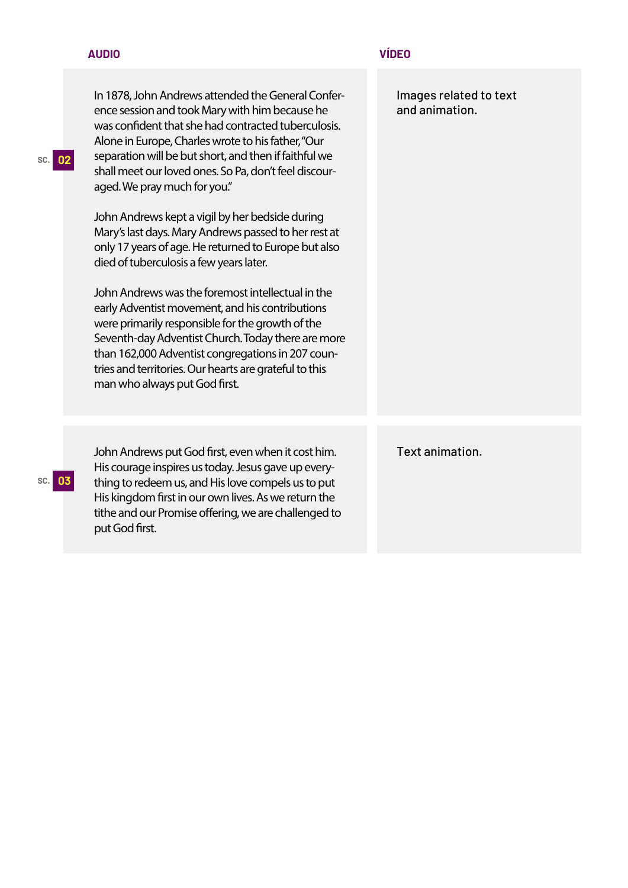| | AUDIO | VÍDEO |
|---|---|---|
| SC. 02 | In 1878, John Andrews attended the General Conference session and took Mary with him because he was confident that she had contracted tuberculosis. Alone in Europe, Charles wrote to his father, "Our separation will be but short, and then if faithful we shall meet our loved ones. So Pa, don't feel discouraged. We pray much for you."<br><br>John Andrews kept a vigil by her bedside during Mary's last days. Mary Andrews passed to her rest at only 17 years of age. He returned to Europe but also died of tuberculosis a few years later.<br><br>John Andrews was the foremost intellectual in the early Adventist movement, and his contributions were primarily responsible for the growth of the Seventh-day Adventist Church. Today there are more than 162,000 Adventist congregations in 207 countries and territories. Our hearts are grateful to this man who always put God first. | Images related to text and animation. |
| SC. 03 | John Andrews put God first, even when it cost him. His courage inspires us today. Jesus gave up everything to redeem us, and His love compels us to put His kingdom first in our own lives. As we return the tithe and our Promise offering, we are challenged to put God first. | Text animation. |